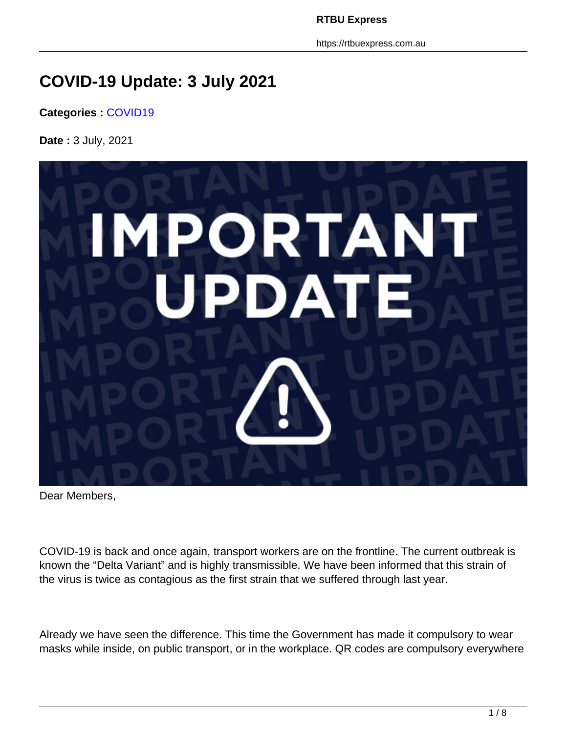# COVID-19 Update: 3 July 2021

**Categories :** COVID19

**Date :** 3 July, 2021

Dear Members,

COVID-19 is back and once again, transport workers are on the frontline. The current outbreak is known the "Delta Variant" and is highly transmissible. We have been informed that this strain of the virus is twice as contagious as the first strain that we suffered through last year.

Already we have seen the difference. This time the Government has made it compulsory to wear masks while inside, on public transport, or in the workplace. QR codes are compulsory everywhere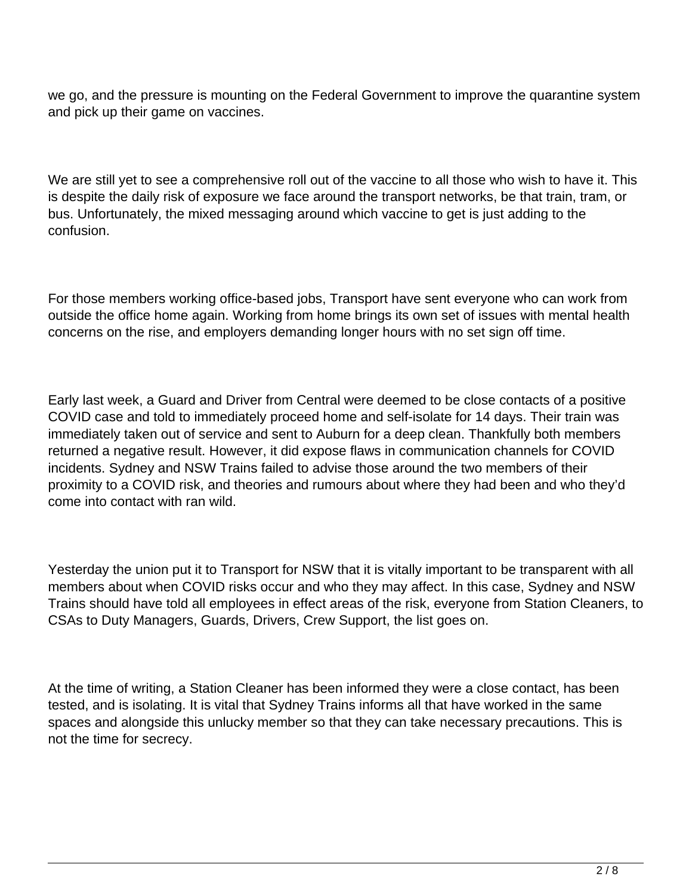we go, and the pressure is mounting on the Federal Government to improve the quarantine system and pick up their game on vaccines.

We are still yet to see a comprehensive roll out of the vaccine to all those who wish to have it. This is despite the daily risk of exposure we face around the transport networks, be that train, tram, or bus. Unfortunately, the mixed messaging around which vaccine to get is just adding to the confusion.

For those members working office-based jobs, Transport have sent everyone who can work from outside the office home again. Working from home brings its own set of issues with mental health concerns on the rise, and employers demanding longer hours with no set sign off time.

Early last week, a Guard and Driver from Central were deemed to be close contacts of a positive COVID case and told to immediately proceed home and self-isolate for 14 days. Their train was immediately taken out of service and sent to Auburn for a deep clean. Thankfully both members returned a negative result. However, it did expose flaws in communication channels for COVID incidents. Sydney and NSW Trains failed to advise those around the two members of their proximity to a COVID risk, and theories and rumours about where they had been and who they'd come into contact with ran wild.

Yesterday the union put it to Transport for NSW that it is vitally important to be transparent with all members about when COVID risks occur and who they may affect. In this case, Sydney and NSW Trains should have told all employees in effect areas of the risk, everyone from Station Cleaners, to CSAs to Duty Managers, Guards, Drivers, Crew Support, the list goes on.

At the time of writing, a Station Cleaner has been informed they were a close contact, has been tested, and is isolating. It is vital that Sydney Trains informs all that have worked in the same spaces and alongside this unlucky member so that they can take necessary precautions. This is not the time for secrecy.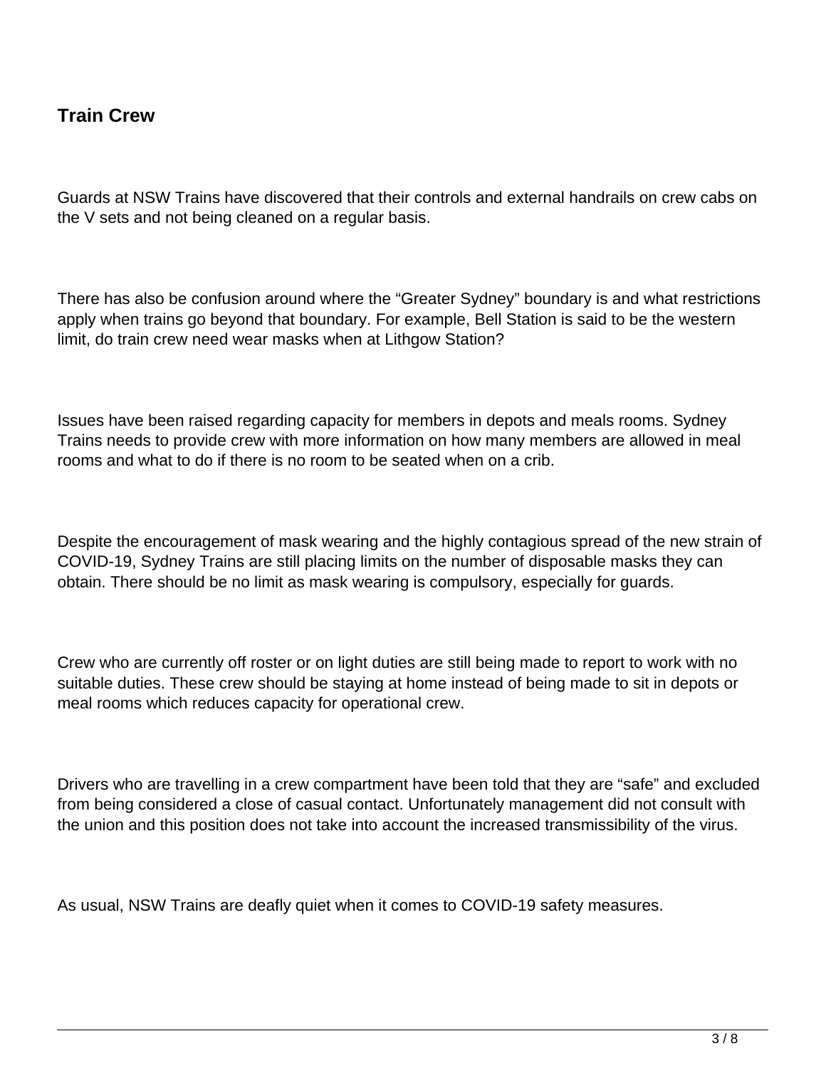## Train Crew

Guards at NSW Trains have discovered that their controls and external handrails on crew cabs on the V sets and not being cleaned on a regular basis.

There has also be confusion around where the "Greater Sydney" boundary is and what restrictions apply when trains go beyond that boundary. For example, Bell Station is said to be the western limit, do train crew need wear masks when at Lithgow Station?

Issues have been raised regarding capacity for members in depots and meals rooms. Sydney Trains needs to provide crew with more information on how many members are allowed in meal rooms and what to do if there is no room to be seated when on a crib.

Despite the encouragement of mask wearing and the highly contagious spread of the new strain of COVID-19, Sydney Trains are still placing limits on the number of disposable masks they can obtain. There should be no limit as mask wearing is compulsory, especially for guards.

Crew who are currently off roster or on light duties are still being made to report to work with no suitable duties. These crew should be staying at home instead of being made to sit in depots or meal rooms which reduces capacity for operational crew.

Drivers who are travelling in a crew compartment have been told that they are "safe" and excluded from being considered a close of casual contact. Unfortunately management did not consult with the union and this position does not take into account the increased transmissibility of the virus.

As usual, NSW Trains are deafly quiet when it comes to COVID-19 safety measures.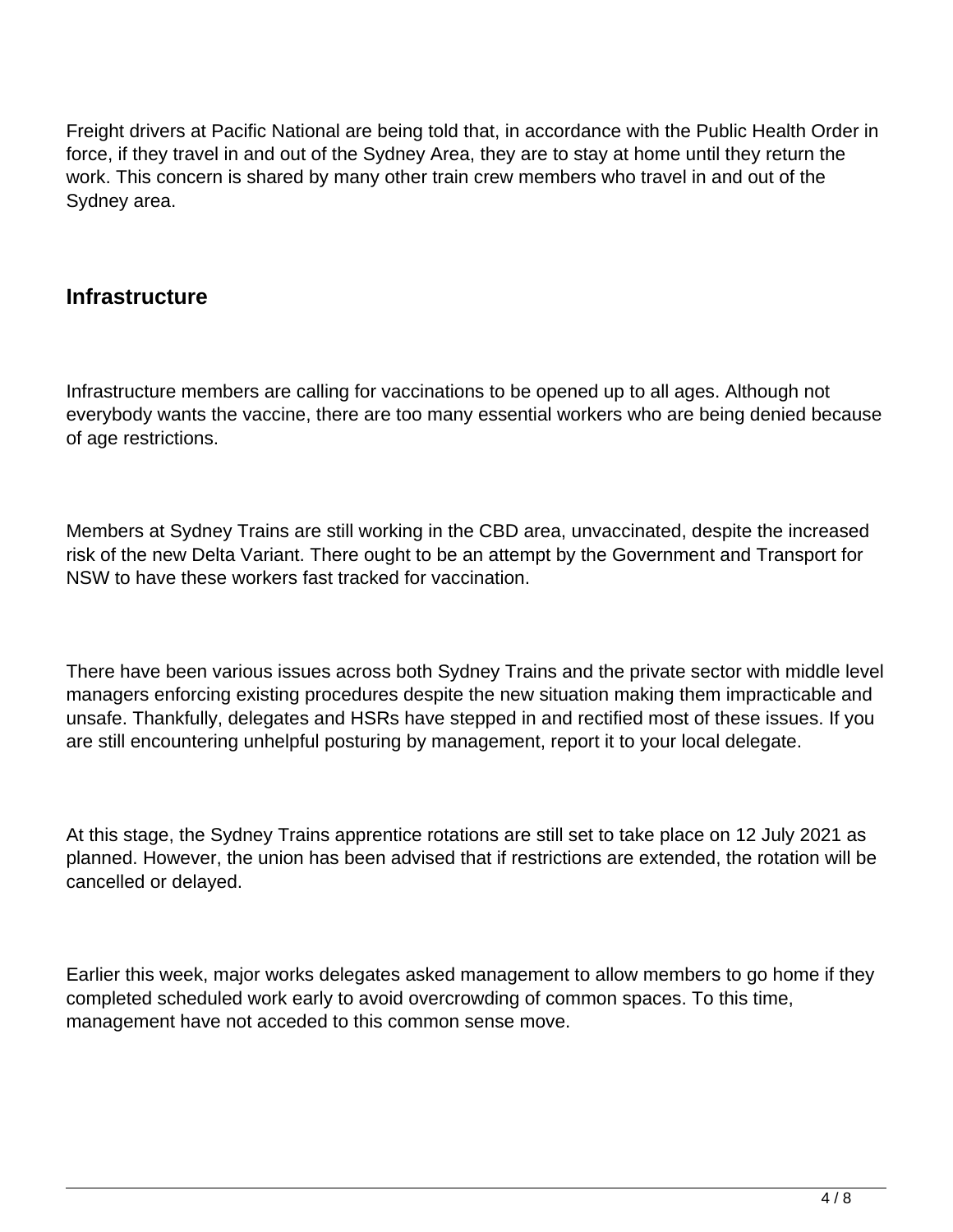Freight drivers at Pacific National are being told that, in accordance with the Public Health Order in force, if they travel in and out of the Sydney Area, they are to stay at home until they return the work. This concern is shared by many other train crew members who travel in and out of the Sydney area.

## Infrastructure

Infrastructure members are calling for vaccinations to be opened up to all ages. Although not everybody wants the vaccine, there are too many essential workers who are being denied because of age restrictions.

Members at Sydney Trains are still working in the CBD area, unvaccinated, despite the increased risk of the new Delta Variant. There ought to be an attempt by the Government and Transport for NSW to have these workers fast tracked for vaccination.

There have been various issues across both Sydney Trains and the private sector with middle level managers enforcing existing procedures despite the new situation making them impracticable and unsafe. Thankfully, delegates and HSRs have stepped in and rectified most of these issues. If you are still encountering unhelpful posturing by management, report it to your local delegate.

At this stage, the Sydney Trains apprentice rotations are still set to take place on 12 July 2021 as planned. However, the union has been advised that if restrictions are extended, the rotation will be cancelled or delayed.

Earlier this week, major works delegates asked management to allow members to go home if they completed scheduled work early to avoid overcrowding of common spaces. To this time, management have not acceded to this common sense move.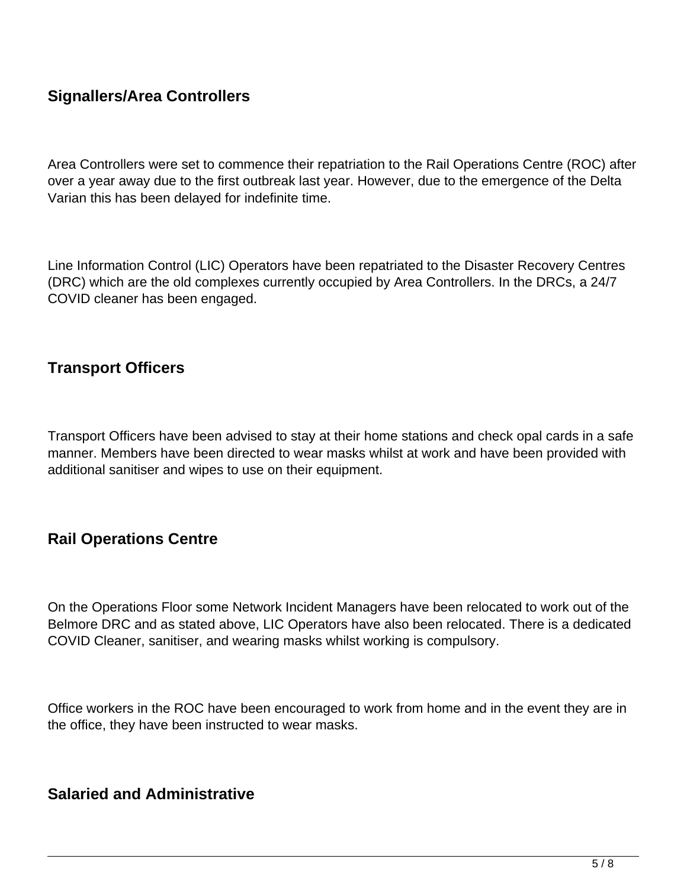## Signallers/Area Controllers

Area Controllers were set to commence their repatriation to the Rail Operations Centre (ROC) after over a year away due to the first outbreak last year. However, due to the emergence of the Delta Varian this has been delayed for indefinite time.

Line Information Control (LIC) Operators have been repatriated to the Disaster Recovery Centres (DRC) which are the old complexes currently occupied by Area Controllers. In the DRCs, a 24/7 COVID cleaner has been engaged.

## Transport Officers

Transport Officers have been advised to stay at their home stations and check opal cards in a safe manner. Members have been directed to wear masks whilst at work and have been provided with additional sanitiser and wipes to use on their equipment.

## Rail Operations Centre

On the Operations Floor some Network Incident Managers have been relocated to work out of the Belmore DRC and as stated above, LIC Operators have also been relocated. There is a dedicated COVID Cleaner, sanitiser, and wearing masks whilst working is compulsory.

Office workers in the ROC have been encouraged to work from home and in the event they are in the office, they have been instructed to wear masks.

## Salaried and Administrative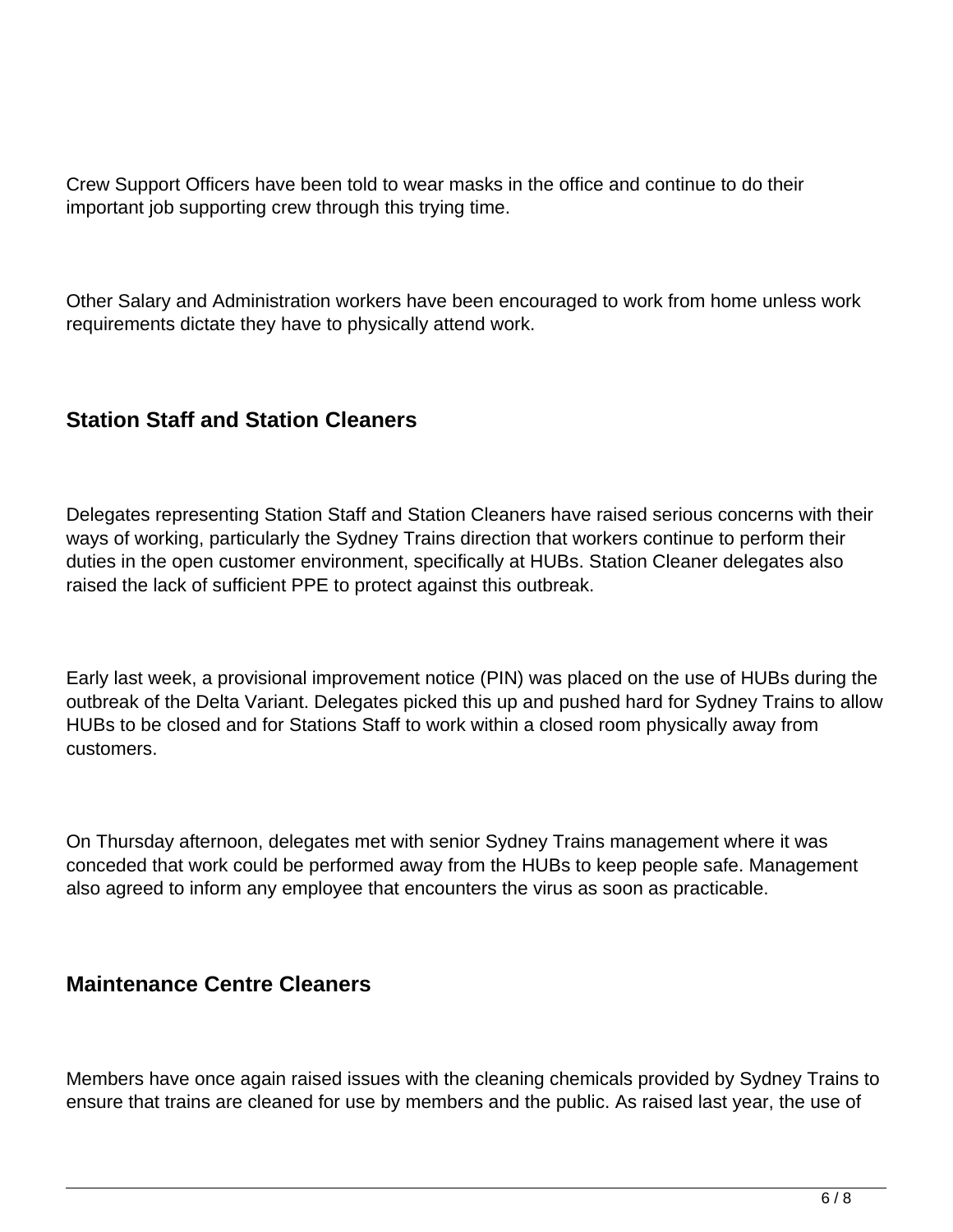Crew Support Officers have been told to wear masks in the office and continue to do their important job supporting crew through this trying time.

Other Salary and Administration workers have been encouraged to work from home unless work requirements dictate they have to physically attend work.

### Station Staff and Station Cleaners

Delegates representing Station Staff and Station Cleaners have raised serious concerns with their ways of working, particularly the Sydney Trains direction that workers continue to perform their duties in the open customer environment, specifically at HUBs. Station Cleaner delegates also raised the lack of sufficient PPE to protect against this outbreak.

Early last week, a provisional improvement notice (PIN) was placed on the use of HUBs during the outbreak of the Delta Variant. Delegates picked this up and pushed hard for Sydney Trains to allow HUBs to be closed and for Stations Staff to work within a closed room physically away from customers.

On Thursday afternoon, delegates met with senior Sydney Trains management where it was conceded that work could be performed away from the HUBs to keep people safe. Management also agreed to inform any employee that encounters the virus as soon as practicable.

### Maintenance Centre Cleaners

Members have once again raised issues with the cleaning chemicals provided by Sydney Trains to ensure that trains are cleaned for use by members and the public. As raised last year, the use of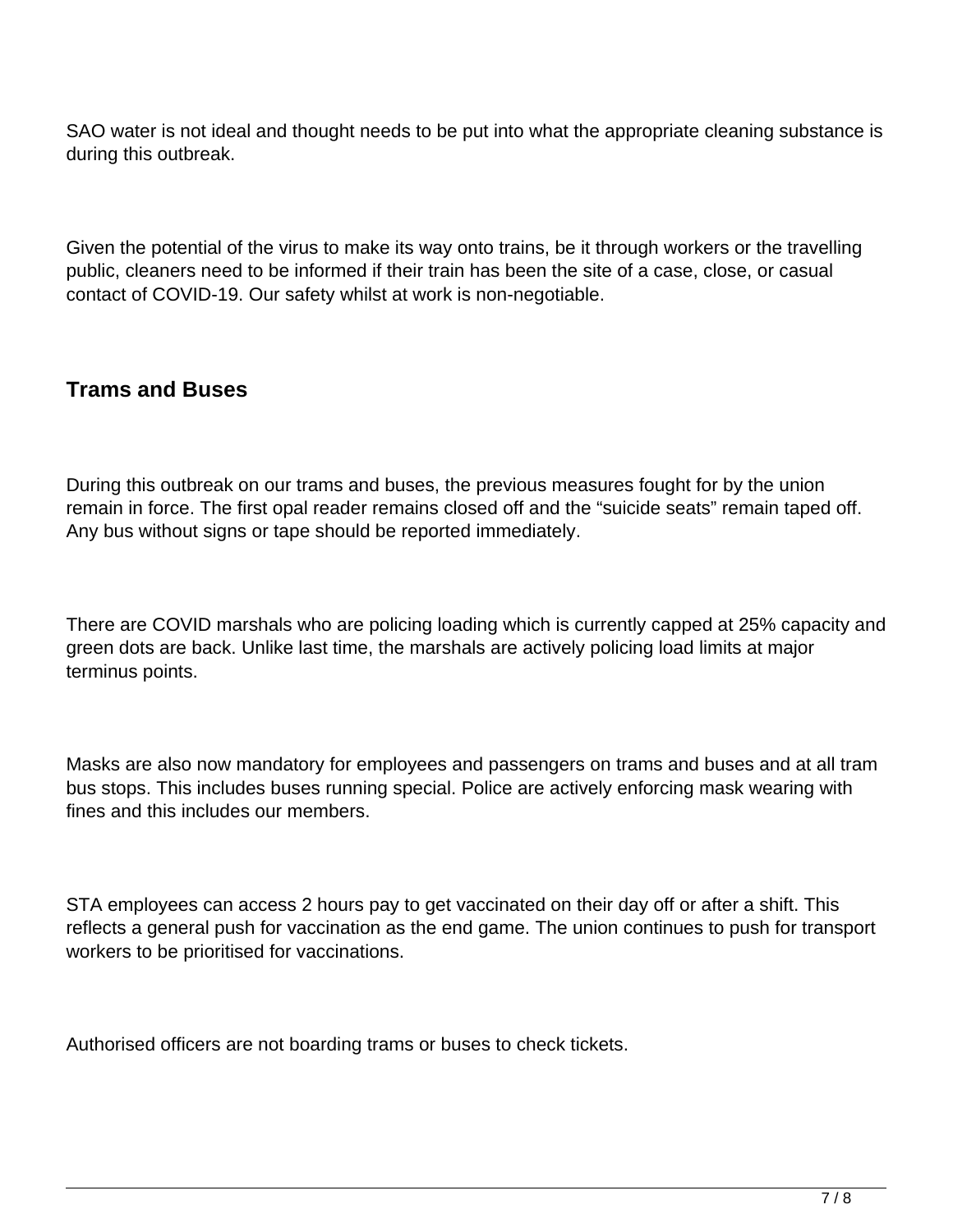SAO water is not ideal and thought needs to be put into what the appropriate cleaning substance is during this outbreak.

Given the potential of the virus to make its way onto trains, be it through workers or the travelling public, cleaners need to be informed if their train has been the site of a case, close, or casual contact of COVID-19. Our safety whilst at work is non-negotiable.

### Trams and Buses

During this outbreak on our trams and buses, the previous measures fought for by the union remain in force. The first opal reader remains closed off and the "suicide seats" remain taped off. Any bus without signs or tape should be reported immediately.

There are COVID marshals who are policing loading which is currently capped at 25% capacity and green dots are back. Unlike last time, the marshals are actively policing load limits at major terminus points.

Masks are also now mandatory for employees and passengers on trams and buses and at all tram bus stops. This includes buses running special. Police are actively enforcing mask wearing with fines and this includes our members.

STA employees can access 2 hours pay to get vaccinated on their day off or after a shift. This reflects a general push for vaccination as the end game. The union continues to push for transport workers to be prioritised for vaccinations.

Authorised officers are not boarding trams or buses to check tickets.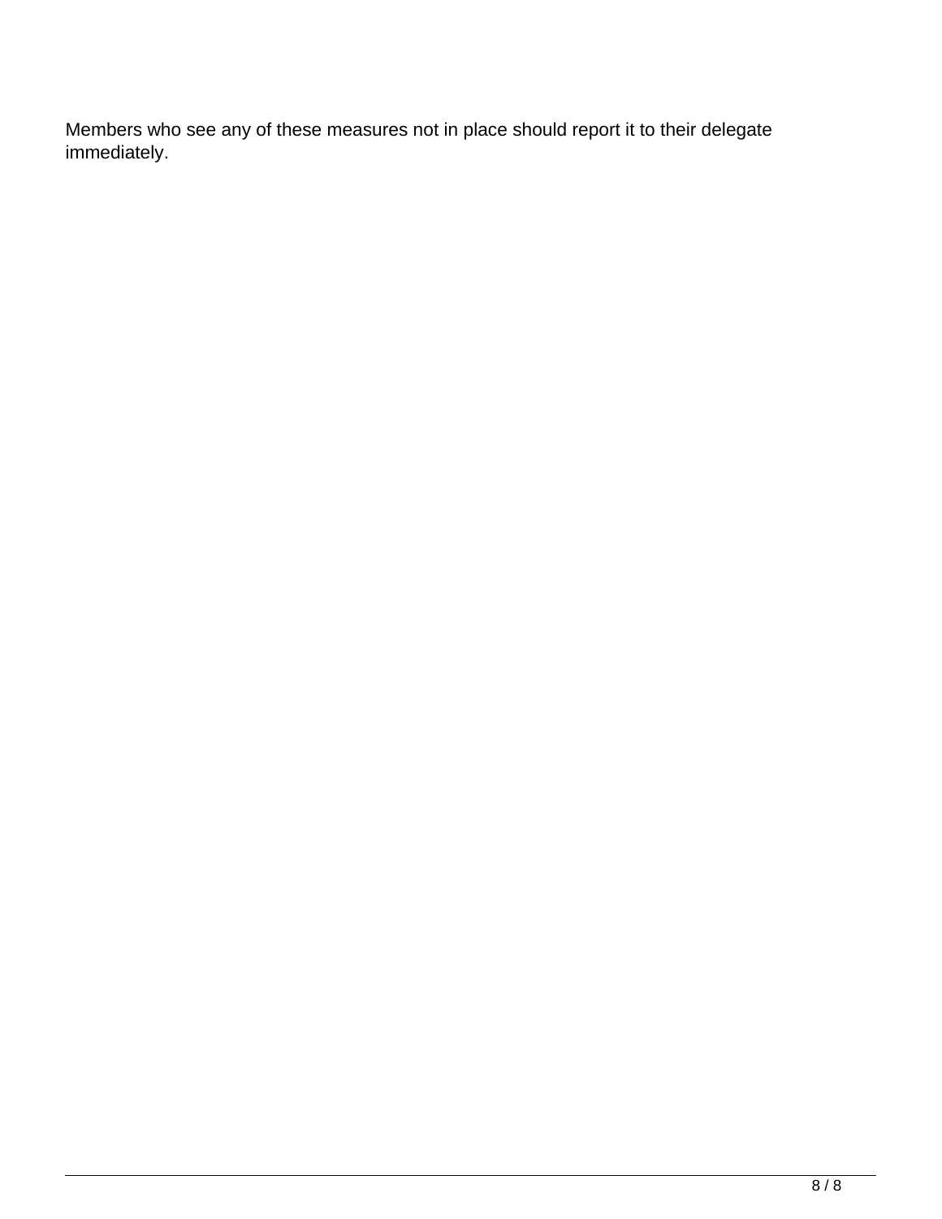Members who see any of these measures not in place should report it to their delegate immediately.